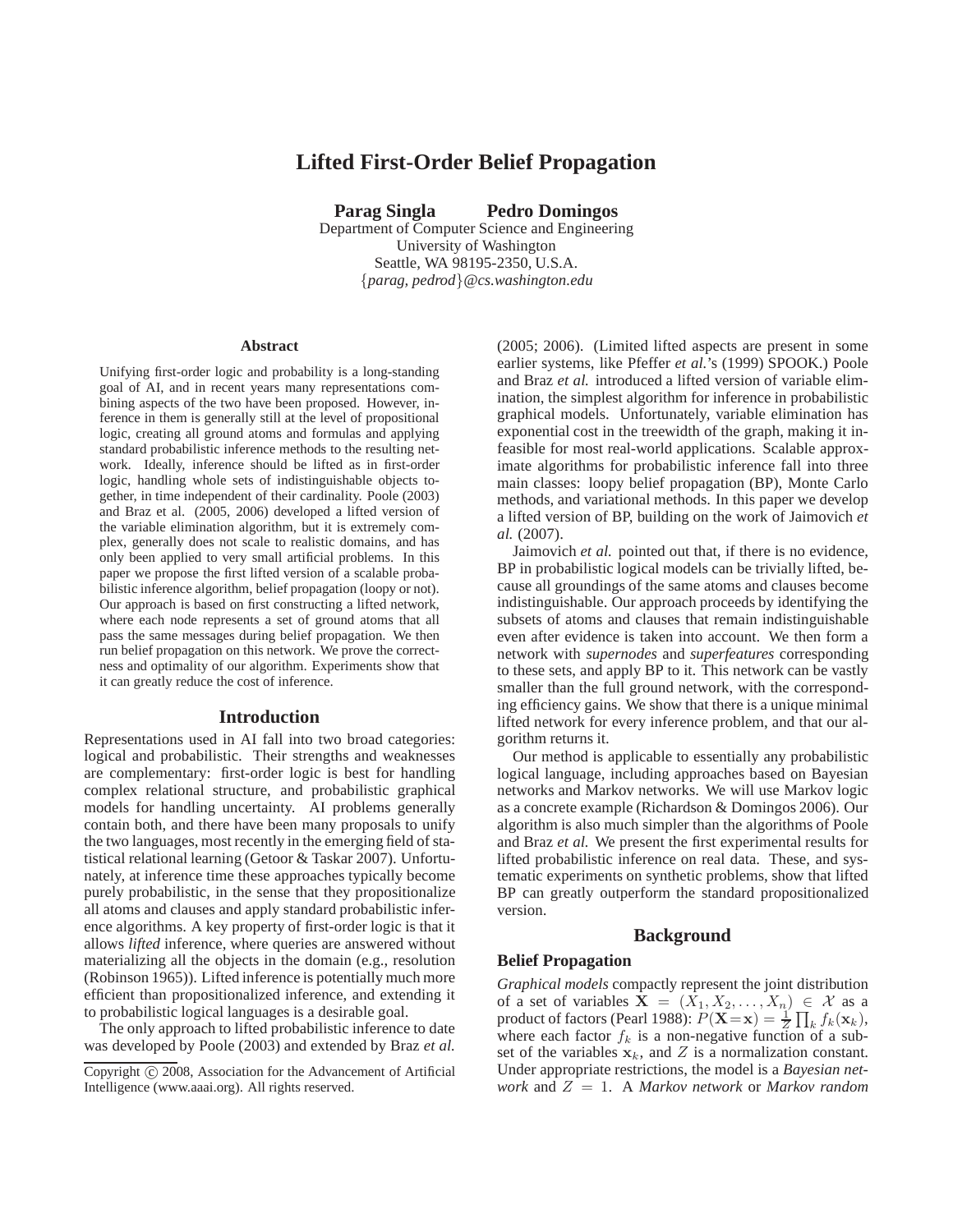# Lifted First-Order Belief Propagation

**Parag Singla** **Pedro Domingos**

Department of Computer Science and Engineering
University of Washington
Seattle, WA 98195-2350, U.S.A.
{*parag, pedrod*}*@cs.washington.edu*

### Abstract

Unifying first-order logic and probability is a long-standing goal of AI, and in recent years many representations combining aspects of the two have been proposed. However, inference in them is generally still at the level of propositional logic, creating all ground atoms and formulas and applying standard probabilistic inference methods to the resulting network. Ideally, inference should be lifted as in first-order logic, handling whole sets of indistinguishable objects together, in time independent of their cardinality. Poole (2003) and Braz et al. (2005, 2006) developed a lifted version of the variable elimination algorithm, but it is extremely complex, generally does not scale to realistic domains, and has only been applied to very small artificial problems. In this paper we propose the first lifted version of a scalable probabilistic inference algorithm, belief propagation (loopy or not). Our approach is based on first constructing a lifted network, where each node represents a set of ground atoms that all pass the same messages during belief propagation. We then run belief propagation on this network. We prove the correctness and optimality of our algorithm. Experiments show that it can greatly reduce the cost of inference.

## Introduction

Representations used in AI fall into two broad categories: logical and probabilistic. Their strengths and weaknesses are complementary: first-order logic is best for handling complex relational structure, and probabilistic graphical models for handling uncertainty. AI problems generally contain both, and there have been many proposals to unify the two languages, most recently in the emerging field of statistical relational learning (Getoor & Taskar 2007). Unfortunately, at inference time these approaches typically become purely probabilistic, in the sense that they propositionalize all atoms and clauses and apply standard probabilistic inference algorithms. A key property of first-order logic is that it allows *lifted* inference, where queries are answered without materializing all the objects in the domain (e.g., resolution (Robinson 1965)). Lifted inference is potentially much more efficient than propositionalized inference, and extending it to probabilistic logical languages is a desirable goal.

The only approach to lifted probabilistic inference to date was developed by Poole (2003) and extended by Braz *et al.* (2005; 2006). (Limited lifted aspects are present in some earlier systems, like Pfeffer *et al.*'s (1999) SPOOK.) Poole and Braz *et al.* introduced a lifted version of variable elimination, the simplest algorithm for inference in probabilistic graphical models. Unfortunately, variable elimination has exponential cost in the treewidth of the graph, making it infeasible for most real-world applications. Scalable approximate algorithms for probabilistic inference fall into three main classes: loopy belief propagation (BP), Monte Carlo methods, and variational methods. In this paper we develop a lifted version of BP, building on the work of Jaimovich *et al.* (2007).

Jaimovich *et al.* pointed out that, if there is no evidence, BP in probabilistic logical models can be trivially lifted, because all groundings of the same atoms and clauses become indistinguishable. Our approach proceeds by identifying the subsets of atoms and clauses that remain indistinguishable even after evidence is taken into account. We then form a network with *supernodes* and *superfeatures* corresponding to these sets, and apply BP to it. This network can be vastly smaller than the full ground network, with the corresponding efficiency gains. We show that there is a unique minimal lifted network for every inference problem, and that our algorithm returns it.

Our method is applicable to essentially any probabilistic logical language, including approaches based on Bayesian networks and Markov networks. We will use Markov logic as a concrete example (Richardson & Domingos 2006). Our algorithm is also much simpler than the algorithms of Poole and Braz *et al.* We present the first experimental results for lifted probabilistic inference on real data. These, and systematic experiments on synthetic problems, show that lifted BP can greatly outperform the standard propositionalized version.

## Background

### Belief Propagation

*Graphical models* compactly represent the joint distribution of a set of variables $\mathbf{X} = (X_1, X_2, \ldots, X_n) \in \mathcal{X}$ as a product of factors (Pearl 1988): $P(\mathbf{X}=\mathbf{x}) = \frac{1}{Z}\prod_k f_k(\mathbf{x}_k)$, where each factor $f_k$ is a non-negative function of a subset of the variables $\mathbf{x}_k$, and $Z$ is a normalization constant. Under appropriate restrictions, the model is a *Bayesian network* and $Z = 1$. A *Markov network* or *Markov random*

Copyright © 2008, Association for the Advancement of Artificial Intelligence (www.aaai.org). All rights reserved.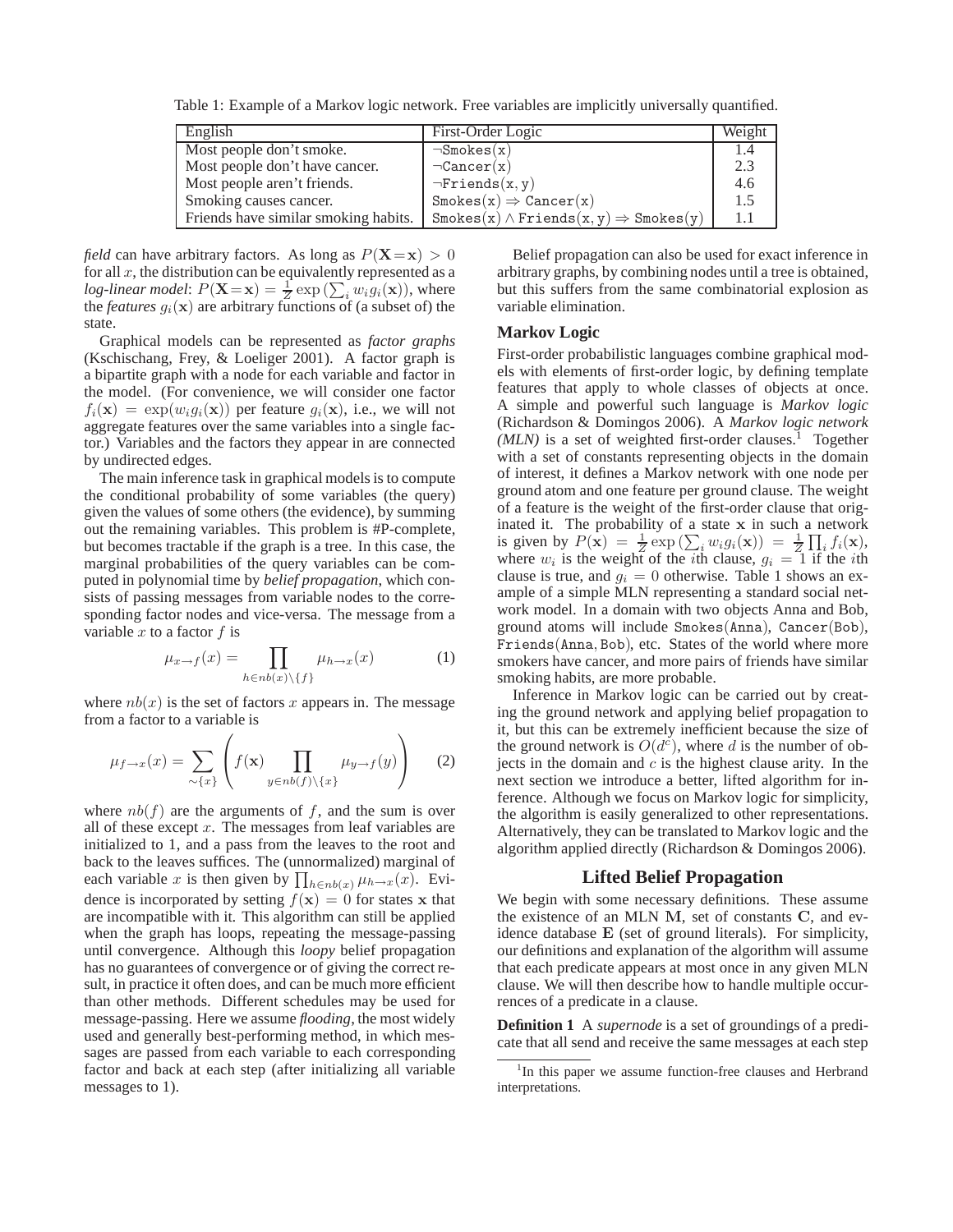Table 1: Example of a Markov logic network. Free variables are implicitly universally quantified.

| English | First-Order Logic | Weight |
|---|---|---|
| Most people don't smoke. | $\neg\texttt{Smokes(x)}$ | 1.4 |
| Most people don't have cancer. | $\neg\texttt{Cancer(x)}$ | 2.3 |
| Most people aren't friends. | $\neg\texttt{Friends(x, y)}$ | 4.6 |
| Smoking causes cancer. | $\texttt{Smokes(x)} \Rightarrow \texttt{Cancer(x)}$ | 1.5 |
| Friends have similar smoking habits. | $\texttt{Smokes(x)} \wedge \texttt{Friends(x, y)} \Rightarrow \texttt{Smokes(y)}$ | 1.1 |

*field* can have arbitrary factors. As long as $P(\mathbf{X}=\mathbf{x}) > 0$ for all $x$, the distribution can be equivalently represented as a *log-linear model*: $P(\mathbf{X}=\mathbf{x}) = \frac{1}{Z} \exp\left(\sum_i w_i g_i(\mathbf{x})\right)$, where the *features* $g_i(\mathbf{x})$ are arbitrary functions of (a subset of) the state.

Graphical models can be represented as *factor graphs* (Kschischang, Frey, & Loeliger 2001). A factor graph is a bipartite graph with a node for each variable and factor in the model. (For convenience, we will consider one factor $f_i(\mathbf{x}) = \exp(w_i g_i(\mathbf{x}))$ per feature $g_i(\mathbf{x})$, i.e., we will not aggregate features over the same variables into a single factor.) Variables and the factors they appear in are connected by undirected edges.

The main inference task in graphical models is to compute the conditional probability of some variables (the query) given the values of some others (the evidence), by summing out the remaining variables. This problem is #P-complete, but becomes tractable if the graph is a tree. In this case, the marginal probabilities of the query variables can be computed in polynomial time by *belief propagation*, which consists of passing messages from variable nodes to the corresponding factor nodes and vice-versa. The message from a variable $x$ to a factor $f$ is

$$\mu_{x\to f}(x) = \prod_{h \in nb(x)\setminus\{f\}} \mu_{h\to x}(x) \tag{1}$$

where $nb(x)$ is the set of factors $x$ appears in. The message from a factor to a variable is

$$\mu_{f\to x}(x) = \sum_{\sim\{x\}} \left( f(\mathbf{x}) \prod_{y \in nb(f)\setminus\{x\}} \mu_{y\to f}(y) \right) \tag{2}$$

where $nb(f)$ are the arguments of $f$, and the sum is over all of these except $x$. The messages from leaf variables are initialized to 1, and a pass from the leaves to the root and back to the leaves suffices. The (unnormalized) marginal of each variable $x$ is then given by $\prod_{h \in nb(x)} \mu_{h\to x}(x)$. Evidence is incorporated by setting $f(\mathbf{x}) = 0$ for states $\mathbf{x}$ that are incompatible with it. This algorithm can still be applied when the graph has loops, repeating the message-passing until convergence. Although this *loopy* belief propagation has no guarantees of convergence or of giving the correct result, in practice it often does, and can be much more efficient than other methods. Different schedules may be used for message-passing. Here we assume *flooding*, the most widely used and generally best-performing method, in which messages are passed from each variable to each corresponding factor and back at each step (after initializing all variable messages to 1).

Belief propagation can also be used for exact inference in arbitrary graphs, by combining nodes until a tree is obtained, but this suffers from the same combinatorial explosion as variable elimination.

## Markov Logic

First-order probabilistic languages combine graphical models with elements of first-order logic, by defining template features that apply to whole classes of objects at once. A simple and powerful such language is *Markov logic* (Richardson & Domingos 2006). A *Markov logic network (MLN)* is a set of weighted first-order clauses.[1] Together with a set of constants representing objects in the domain of interest, it defines a Markov network with one node per ground atom and one feature per ground clause. The weight of a feature is the weight of the first-order clause that originated it. The probability of a state $\mathbf{x}$ in such a network is given by $P(\mathbf{x}) = \frac{1}{Z} \exp\left(\sum_i w_i g_i(\mathbf{x})\right) = \frac{1}{Z} \prod_i f_i(\mathbf{x})$, where $w_i$ is the weight of the $i$th clause, $g_i = 1$ if the $i$th clause is true, and $g_i = 0$ otherwise. Table 1 shows an example of a simple MLN representing a standard social network model. In a domain with two objects Anna and Bob, ground atoms will include Smokes(Anna), Cancer(Bob), Friends(Anna, Bob), etc. States of the world where more smokers have cancer, and more pairs of friends have similar smoking habits, are more probable.

Inference in Markov logic can be carried out by creating the ground network and applying belief propagation to it, but this can be extremely inefficient because the size of the ground network is $O(d^c)$, where $d$ is the number of objects in the domain and $c$ is the highest clause arity. In the next section we introduce a better, lifted algorithm for inference. Although we focus on Markov logic for simplicity, the algorithm is easily generalized to other representations. Alternatively, they can be translated to Markov logic and the algorithm applied directly (Richardson & Domingos 2006).

## Lifted Belief Propagation

We begin with some necessary definitions. These assume the existence of an MLN $\mathbf{M}$, set of constants $\mathbf{C}$, and evidence database $\mathbf{E}$ (set of ground literals). For simplicity, our definitions and explanation of the algorithm will assume that each predicate appears at most once in any given MLN clause. We will then describe how to handle multiple occurrences of a predicate in a clause.

**Definition 1** A *supernode* is a set of groundings of a predicate that all send and receive the same messages at each step

[1] In this paper we assume function-free clauses and Herbrand interpretations.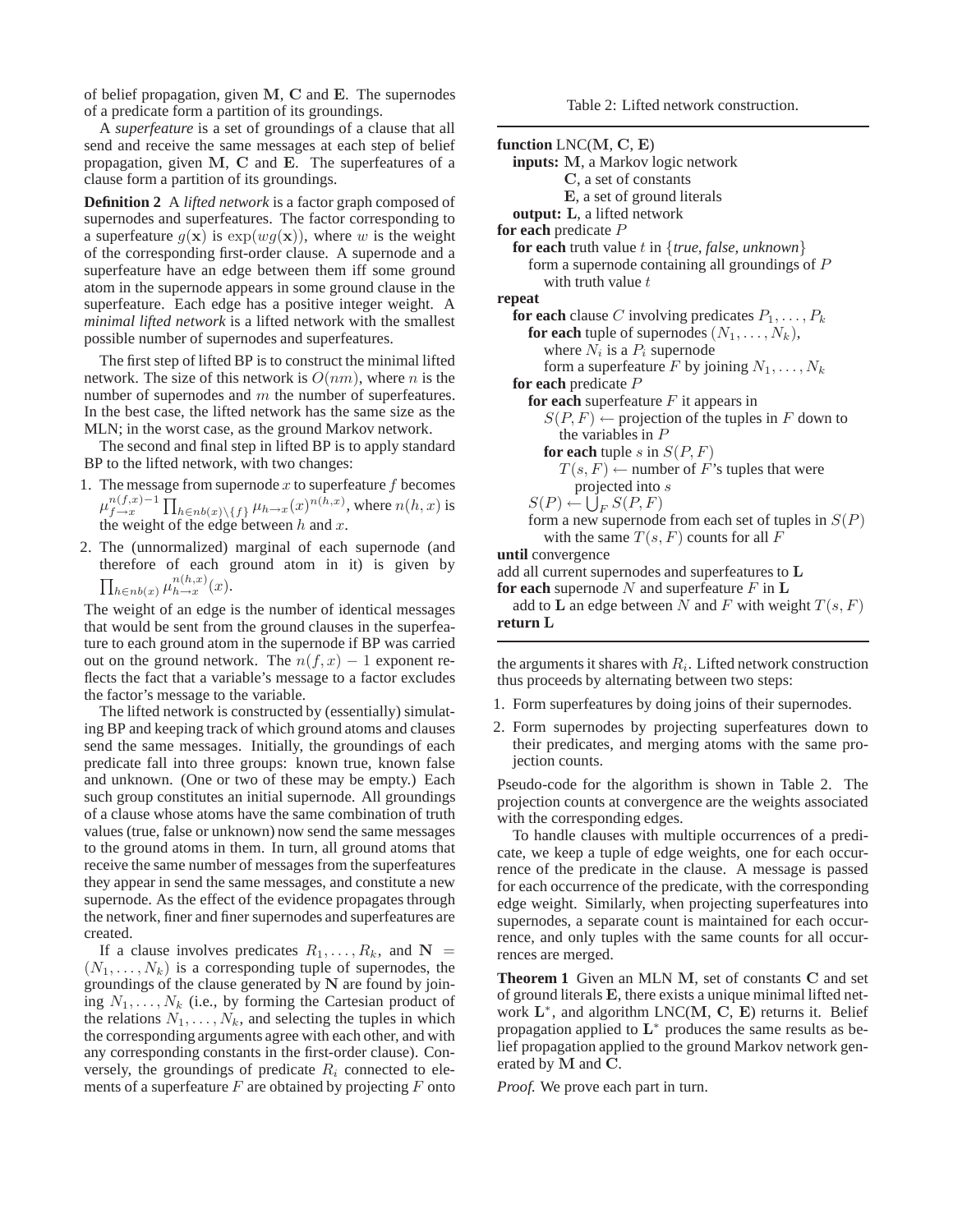of belief propagation, given $\mathbf{M}$, $\mathbf{C}$ and $\mathbf{E}$. The supernodes of a predicate form a partition of its groundings.

A *superfeature* is a set of groundings of a clause that all send and receive the same messages at each step of belief propagation, given $\mathbf{M}$, $\mathbf{C}$ and $\mathbf{E}$. The superfeatures of a clause form a partition of its groundings.

**Definition 2** A *lifted network* is a factor graph composed of supernodes and superfeatures. The factor corresponding to a superfeature $g(\mathbf{x})$ is $\exp(wg(\mathbf{x}))$, where $w$ is the weight of the corresponding first-order clause. A supernode and a superfeature have an edge between them iff some ground atom in the supernode appears in some ground clause in the superfeature. Each edge has a positive integer weight. A *minimal lifted network* is a lifted network with the smallest possible number of supernodes and superfeatures.

The first step of lifted BP is to construct the minimal lifted network. The size of this network is $O(nm)$, where $n$ is the number of supernodes and $m$ the number of superfeatures. In the best case, the lifted network has the same size as the MLN; in the worst case, as the ground Markov network.

The second and final step in lifted BP is to apply standard BP to the lifted network, with two changes:

1. The message from supernode $x$ to superfeature $f$ becomes $\mu_{f\rightarrow x}^{n(f,x)-1} \prod_{h\in nb(x)\setminus\{f\}} \mu_{h\rightarrow x}(x)^{n(h,x)}$, where $n(h,x)$ is the weight of the edge between $h$ and $x$.
2. The (unnormalized) marginal of each supernode (and therefore of each ground atom in it) is given by $\prod_{h\in nb(x)} \mu_{h\rightarrow x}^{n(h,x)}(x)$.

The weight of an edge is the number of identical messages that would be sent from the ground clauses in the superfeature to each ground atom in the supernode if BP was carried out on the ground network. The $n(f,x) - 1$ exponent reflects the fact that a variable's message to a factor excludes the factor's message to the variable.

The lifted network is constructed by (essentially) simulating BP and keeping track of which ground atoms and clauses send the same messages. Initially, the groundings of each predicate fall into three groups: known true, known false and unknown. (One or two of these may be empty.) Each such group constitutes an initial supernode. All groundings of a clause whose atoms have the same combination of truth values (true, false or unknown) now send the same messages to the ground atoms in them. In turn, all ground atoms that receive the same number of messages from the superfeatures they appear in send the same messages, and constitute a new supernode. As the effect of the evidence propagates through the network, finer and finer supernodes and superfeatures are created.

If a clause involves predicates $R_1, \ldots, R_k$, and $\mathbf{N} = (N_1, \ldots, N_k)$ is a corresponding tuple of supernodes, the groundings of the clause generated by $\mathbf{N}$ are found by joining $N_1, \ldots, N_k$ (i.e., by forming the Cartesian product of the relations $N_1, \ldots, N_k$, and selecting the tuples in which the corresponding arguments agree with each other, and with any corresponding constants in the first-order clause). Conversely, the groundings of predicate $R_i$ connected to elements of a superfeature $F$ are obtained by projecting $F$ onto the arguments it shares with $R_i$. Lifted network construction thus proceeds by alternating between two steps:

1. Form superfeatures by doing joins of their supernodes.
2. Form supernodes by projecting superfeatures down to their predicates, and merging atoms with the same projection counts.

Pseudo-code for the algorithm is shown in Table 2. The projection counts at convergence are the weights associated with the corresponding edges.

Table 2: Lifted network construction.

```
function LNC(M, C, E)
  inputs: M, a Markov logic network
          C, a set of constants
          E, a set of ground literals
  output: L, a lifted network
for each predicate P
  for each truth value t in {true, false, unknown}
    form a supernode containing all groundings of P
      with truth value t
repeat
  for each clause C involving predicates P_1, ..., P_k
    for each tuple of supernodes (N_1, ..., N_k),
      where N_i is a P_i supernode
      form a superfeature F by joining N_1, ..., N_k
  for each predicate P
    for each superfeature F it appears in
      S(P, F) ← projection of the tuples in F down to
        the variables in P
      for each tuple s in S(P, F)
        T(s, F) ← number of F's tuples that were
          projected into s
    S(P) ← ∪_F S(P, F)
    form a new supernode from each set of tuples in S(P)
      with the same T(s, F) counts for all F
until convergence
add all current supernodes and superfeatures to L
for each supernode N and superfeature F in L
  add to L an edge between N and F with weight T(s, F)
return L
```

To handle clauses with multiple occurrences of a predicate, we keep a tuple of edge weights, one for each occurrence of the predicate in the clause. A message is passed for each occurrence of the predicate, with the corresponding edge weight. Similarly, when projecting superfeatures into supernodes, a separate count is maintained for each occurrence, and only tuples with the same counts for all occurrences are merged.

**Theorem 1** Given an MLN $\mathbf{M}$, set of constants $\mathbf{C}$ and set of ground literals $\mathbf{E}$, there exists a unique minimal lifted network $\mathbf{L}^*$, and algorithm LNC($\mathbf{M}$, $\mathbf{C}$, $\mathbf{E}$) returns it. Belief propagation applied to $\mathbf{L}^*$ produces the same results as belief propagation applied to the ground Markov network generated by $\mathbf{M}$ and $\mathbf{C}$.

*Proof.* We prove each part in turn.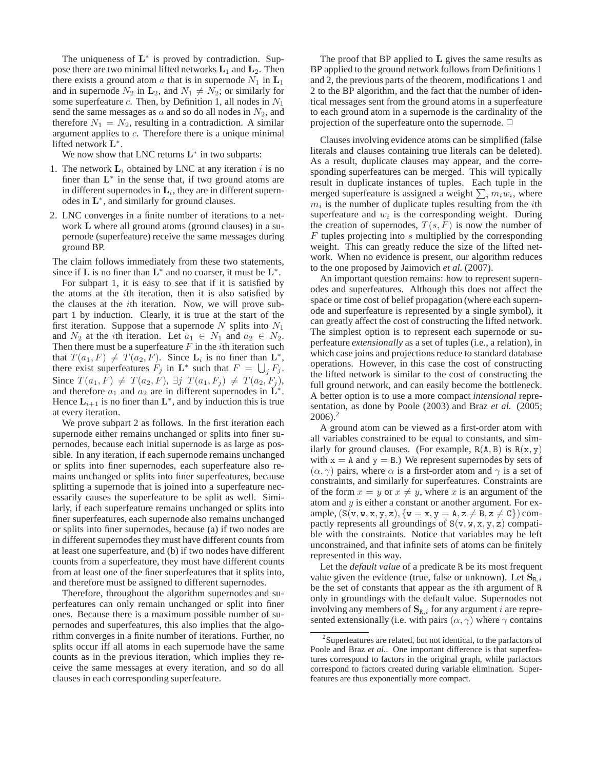The uniqueness of $\mathbf{L}^*$ is proved by contradiction. Suppose there are two minimal lifted networks $\mathbf{L}_1$ and $\mathbf{L}_2$. Then there exists a ground atom $a$ that is in supernode $N_1$ in $\mathbf{L}_1$ and in supernode $N_2$ in $\mathbf{L}_2$, and $N_1 \neq N_2$; or similarly for some superfeature $c$. Then, by Definition 1, all nodes in $N_1$ send the same messages as $a$ and so do all nodes in $N_2$, and therefore $N_1 = N_2$, resulting in a contradiction. A similar argument applies to $c$. Therefore there is a unique minimal lifted network $\mathbf{L}^*$.

We now show that LNC returns $\mathbf{L}^*$ in two subparts:

1. The network $\mathbf{L}_i$ obtained by LNC at any iteration $i$ is no finer than $\mathbf{L}^*$ in the sense that, if two ground atoms are in different supernodes in $\mathbf{L}_i$, they are in different supernodes in $\mathbf{L}^*$, and similarly for ground clauses.
2. LNC converges in a finite number of iterations to a network $\mathbf{L}$ where all ground atoms (ground clauses) in a supernode (superfeature) receive the same messages during ground BP.

The claim follows immediately from these two statements, since if $\mathbf{L}$ is no finer than $\mathbf{L}^*$ and no coarser, it must be $\mathbf{L}^*$.

For subpart 1, it is easy to see that if it is satisfied by the atoms at the $i$th iteration, then it is also satisfied by the clauses at the $i$th iteration. Now, we will prove subpart 1 by induction. Clearly, it is true at the start of the first iteration. Suppose that a supernode $N$ splits into $N_1$ and $N_2$ at the $i$th iteration. Let $a_1 \in N_1$ and $a_2 \in N_2$. Then there must be a superfeature $F$ in the $i$th iteration such that $T(a_1, F) \neq T(a_2, F)$. Since $\mathbf{L}_i$ is no finer than $\mathbf{L}^*$, there exist superfeatures $F_j$ in $\mathbf{L}^*$ such that $F = \bigcup_j F_j$. Since $T(a_1, F) \neq T(a_2, F)$, $\exists j \; T(a_1, F_j) \neq T(a_2, F_j)$, and therefore $a_1$ and $a_2$ are in different supernodes in $\mathbf{L}^*$. Hence $\mathbf{L}_{i+1}$ is no finer than $\mathbf{L}^*$, and by induction this is true at every iteration.

We prove subpart 2 as follows. In the first iteration each supernode either remains unchanged or splits into finer supernodes, because each initial supernode is as large as possible. In any iteration, if each supernode remains unchanged or splits into finer supernodes, each superfeature also remains unchanged or splits into finer superfeatures, because splitting a supernode that is joined into a superfeature necessarily causes the superfeature to be split as well. Similarly, if each superfeature remains unchanged or splits into finer superfeatures, each supernode also remains unchanged or splits into finer supernodes, because (a) if two nodes are in different supernodes they must have different counts from at least one superfeature, and (b) if two nodes have different counts from a superfeature, they must have different counts from at least one of the finer superfeatures that it splits into, and therefore must be assigned to different supernodes.

Therefore, throughout the algorithm supernodes and superfeatures can only remain unchanged or split into finer ones. Because there is a maximum possible number of supernodes and superfeatures, this also implies that the algorithm converges in a finite number of iterations. Further, no splits occur iff all atoms in each supernode have the same counts as in the previous iteration, which implies they receive the same messages at every iteration, and so do all clauses in each corresponding superfeature.

The proof that BP applied to $\mathbf{L}$ gives the same results as BP applied to the ground network follows from Definitions 1 and 2, the previous parts of the theorem, modifications 1 and 2 to the BP algorithm, and the fact that the number of identical messages sent from the ground atoms in a superfeature to each ground atom in a supernode is the cardinality of the projection of the superfeature onto the supernode. □

Clauses involving evidence atoms can be simplified (false literals and clauses containing true literals can be deleted). As a result, duplicate clauses may appear, and the corresponding superfeatures can be merged. This will typically result in duplicate instances of tuples. Each tuple in the merged superfeature is assigned a weight $\sum_i m_i w_i$, where $m_i$ is the number of duplicate tuples resulting from the $i$th superfeature and $w_i$ is the corresponding weight. During the creation of supernodes, $T(s, F)$ is now the number of $F$ tuples projecting into $s$ multiplied by the corresponding weight. This can greatly reduce the size of the lifted network. When no evidence is present, our algorithm reduces to the one proposed by Jaimovich *et al.* (2007).

An important question remains: how to represent supernodes and superfeatures. Although this does not affect the space or time cost of belief propagation (where each supernode and superfeature is represented by a single symbol), it can greatly affect the cost of constructing the lifted network. The simplest option is to represent each supernode or superfeature *extensionally* as a set of tuples (i.e., a relation), in which case joins and projections reduce to standard database operations. However, in this case the cost of constructing the lifted network is similar to the cost of constructing the full ground network, and can easily become the bottleneck. A better option is to use a more compact *intensional* representation, as done by Poole (2003) and Braz *et al.* (2005; 2006).[2]

A ground atom can be viewed as a first-order atom with all variables constrained to be equal to constants, and similarly for ground clauses. (For example, R(A, B) is R(x, y) with x = A and y = B.) We represent supernodes by sets of $(\alpha, \gamma)$ pairs, where $\alpha$ is a first-order atom and $\gamma$ is a set of constraints, and similarly for superfeatures. Constraints are of the form $x = y$ or $x \neq y$, where $x$ is an argument of the atom and $y$ is either a constant or another argument. For example, $(\mathtt{S(v,w,x,y,z)}, \{\mathtt{w = x, y = A, z \neq B, z \neq C}\})$ compactly represents all groundings of S(v, w, x, y, z) compatible with the constraints. Notice that variables may be left unconstrained, and that infinite sets of atoms can be finitely represented in this way.

Let the *default value* of a predicate R be its most frequent value given the evidence (true, false or unknown). Let $\mathbf{S}_{\mathtt{R},i}$ be the set of constants that appear as the $i$th argument of R only in groundings with the default value. Supernodes not involving any members of $\mathbf{S}_{\mathtt{R},i}$ for any argument $i$ are represented extensionally (i.e. with pairs $(\alpha, \gamma)$ where $\gamma$ contains

[2] Superfeatures are related, but not identical, to the parfactors of Poole and Braz *et al.*. One important difference is that superfeatures correspond to factors in the original graph, while parfactors correspond to factors created during variable elimination. Superfeatures are thus exponentially more compact.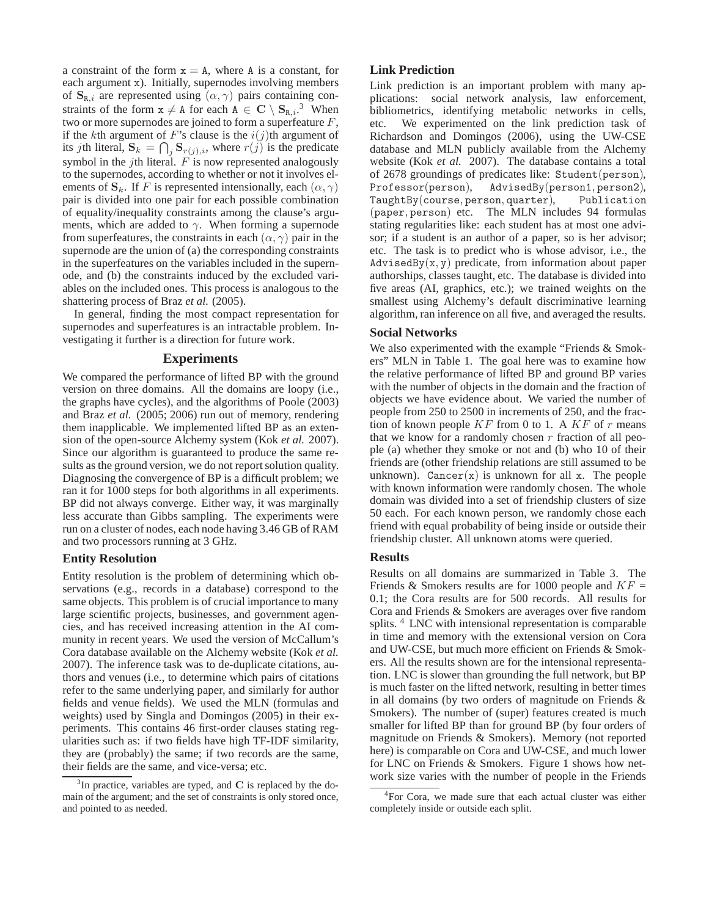a constraint of the form x = A, where A is a constant, for each argument x). Initially, supernodes involving members of $\mathbf{S}_{\mathtt{R},i}$ are represented using $(\alpha, \gamma)$ pairs containing constraints of the form $\mathtt{x} \neq \mathtt{A}$ for each $\mathtt{A} \in \mathbf{C} \setminus \mathbf{S}_{\mathtt{R},i}$.[3] When two or more supernodes are joined to form a superfeature $F$, if the $k$th argument of $F$'s clause is the $i(j)$th argument of its $j$th literal, $\mathbf{S}_k = \bigcap_j \mathbf{S}_{r(j),i}$, where $r(j)$ is the predicate symbol in the $j$th literal. $F$ is now represented analogously to the supernodes, according to whether or not it involves elements of $\mathbf{S}_k$. If $F$ is represented intensionally, each $(\alpha, \gamma)$ pair is divided into one pair for each possible combination of equality/inequality constraints among the clause's arguments, which are added to $\gamma$. When forming a supernode from superfeatures, the constraints in each $(\alpha, \gamma)$ pair in the supernode are the union of (a) the corresponding constraints in the superfeatures on the variables included in the supernode, and (b) the constraints induced by the excluded variables on the included ones. This process is analogous to the shattering process of Braz *et al.* (2005).

In general, finding the most compact representation for supernodes and superfeatures is an intractable problem. Investigating it further is a direction for future work.

## Experiments

We compared the performance of lifted BP with the ground version on three domains. All the domains are loopy (i.e., the graphs have cycles), and the algorithms of Poole (2003) and Braz *et al.* (2005; 2006) run out of memory, rendering them inapplicable. We implemented lifted BP as an extension of the open-source Alchemy system (Kok *et al.* 2007). Since our algorithm is guaranteed to produce the same results as the ground version, we do not report solution quality. Diagnosing the convergence of BP is a difficult problem; we ran it for 1000 steps for both algorithms in all experiments. BP did not always converge. Either way, it was marginally less accurate than Gibbs sampling. The experiments were run on a cluster of nodes, each node having 3.46 GB of RAM and two processors running at 3 GHz.

### Entity Resolution

Entity resolution is the problem of determining which observations (e.g., records in a database) correspond to the same objects. This problem is of crucial importance to many large scientific projects, businesses, and government agencies, and has received increasing attention in the AI community in recent years. We used the version of McCallum's Cora database available on the Alchemy website (Kok *et al.* 2007). The inference task was to de-duplicate citations, authors and venues (i.e., to determine which pairs of citations refer to the same underlying paper, and similarly for author fields and venue fields). We used the MLN (formulas and weights) used by Singla and Domingos (2005) in their experiments. This contains 46 first-order clauses stating regularities such as: if two fields have high TF-IDF similarity, they are (probably) the same; if two records are the same, their fields are the same, and vice-versa; etc.

### Link Prediction

Link prediction is an important problem with many applications: social network analysis, law enforcement, bibliometrics, identifying metabolic networks in cells, etc. We experimented on the link prediction task of Richardson and Domingos (2006), using the UW-CSE database and MLN publicly available from the Alchemy website (Kok *et al.* 2007). The database contains a total of 2678 groundings of predicates like: Student(person), Professor(person), AdvisedBy(person1, person2), TaughtBy(course, person, quarter), Publication (paper, person) etc. The MLN includes 94 formulas stating regularities like: each student has at most one advisor; if a student is an author of a paper, so is her advisor; etc. The task is to predict who is whose advisor, i.e., the AdvisedBy(x, y) predicate, from information about paper authorships, classes taught, etc. The database is divided into five areas (AI, graphics, etc.); we trained weights on the smallest using Alchemy's default discriminative learning algorithm, ran inference on all five, and averaged the results.

### Social Networks

We also experimented with the example "Friends & Smokers" MLN in Table 1. The goal here was to examine how the relative performance of lifted BP and ground BP varies with the number of objects in the domain and the fraction of objects we have evidence about. We varied the number of people from 250 to 2500 in increments of 250, and the fraction of known people $KF$ from 0 to 1. A $KF$ of $r$ means that we know for a randomly chosen $r$ fraction of all people (a) whether they smoke or not and (b) who 10 of their friends are (other friendship relations are still assumed to be unknown). Cancer(x) is unknown for all x. The people with known information were randomly chosen. The whole domain was divided into a set of friendship clusters of size 50 each. For each known person, we randomly chose each friend with equal probability of being inside or outside their friendship cluster. All unknown atoms were queried.

### Results

Results on all domains are summarized in Table 3. The Friends & Smokers results are for 1000 people and $KF$ = 0.1; the Cora results are for 500 records. All results for Cora and Friends & Smokers are averages over five random splits.[4] LNC with intensional representation is comparable in time and memory with the extensional version on Cora and UW-CSE, but much more efficient on Friends & Smokers. All the results shown are for the intensional representation. LNC is slower than grounding the full network, but BP is much faster on the lifted network, resulting in better times in all domains (by two orders of magnitude on Friends & Smokers). The number of (super) features created is much smaller for lifted BP than for ground BP (by four orders of magnitude on Friends & Smokers). Memory (not reported here) is comparable on Cora and UW-CSE, and much lower for LNC on Friends & Smokers. Figure 1 shows how network size varies with the number of people in the Friends

[3] In practice, variables are typed, and $\mathbf{C}$ is replaced by the domain of the argument; and the set of constraints is only stored once, and pointed to as needed.

[4] For Cora, we made sure that each actual cluster was either completely inside or outside each split.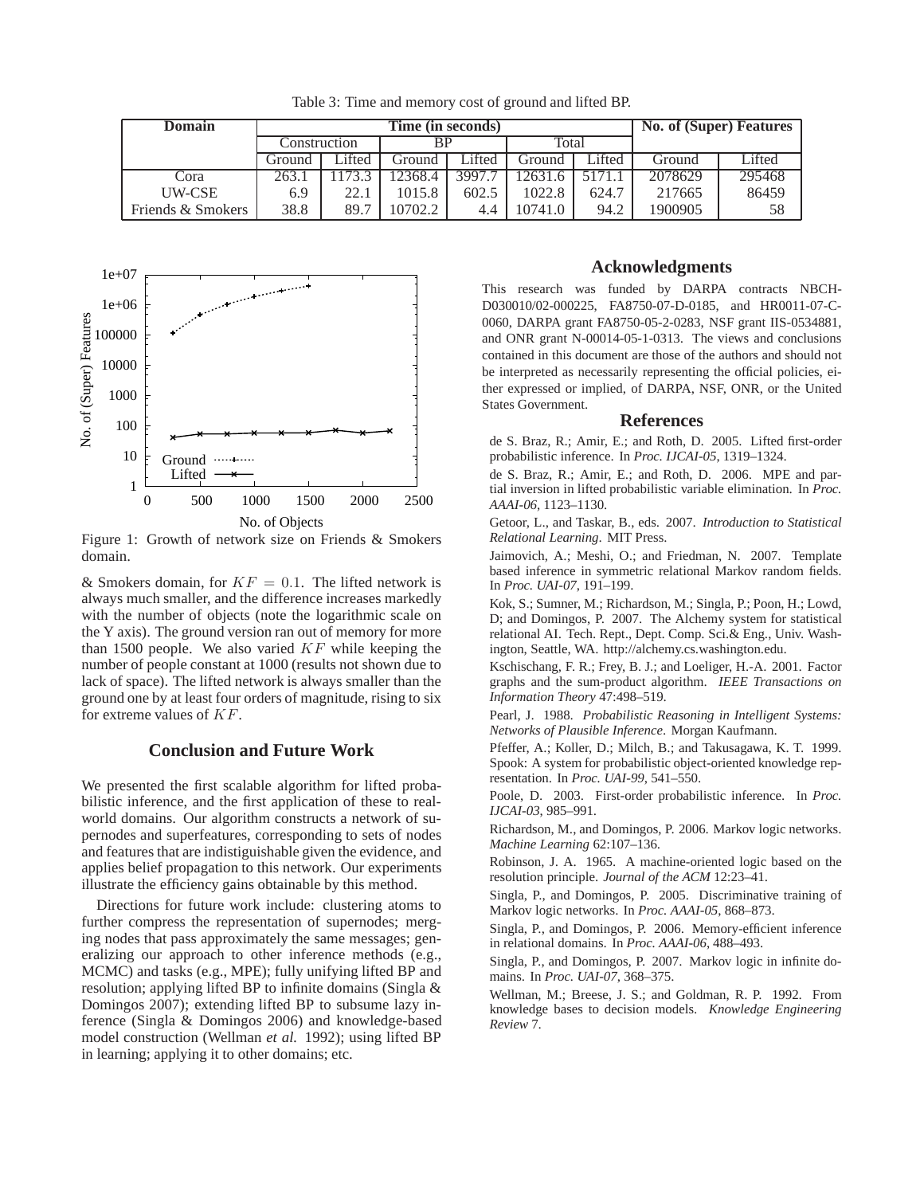Table 3: Time and memory cost of ground and lifted BP.

| Domain | Time (in seconds) | | | | | | No. of (Super) Features | |
|---|---|---|---|---|---|---|---|---|
| | Construction | | BP | | Total | | | |
| | Ground | Lifted | Ground | Lifted | Ground | Lifted | Ground | Lifted |
| Cora | 263.1 | 1173.3 | 12368.4 | 3997.7 | 12631.6 | 5171.1 | 2078629 | 295468 |
| UW-CSE | 6.9 | 22.1 | 1015.8 | 602.5 | 1022.8 | 624.7 | 217665 | 86459 |
| Friends & Smokers | 38.8 | 89.7 | 10702.2 | 4.4 | 10741.0 | 94.2 | 1900905 | 58 |

No. of (Super) Features
1e+07
1e+06
100000
10000
1000
100
10
1
0
500
1000
1500
2000
2500
No. of Objects
Ground
Lifted

Figure 1: Growth of network size on Friends & Smokers domain.

& Smokers domain, for $KF = 0.1$. The lifted network is always much smaller, and the difference increases markedly with the number of objects (note the logarithmic scale on the Y axis). The ground version ran out of memory for more than 1500 people. We also varied $KF$ while keeping the number of people constant at 1000 (results not shown due to lack of space). The lifted network is always smaller than the ground one by at least four orders of magnitude, rising to six for extreme values of $KF$.

## Conclusion and Future Work

We presented the first scalable algorithm for lifted probabilistic inference, and the first application of these to real-world domains. Our algorithm constructs a network of supernodes and superfeatures, corresponding to sets of nodes and features that are indistiguishable given the evidence, and applies belief propagation to this network. Our experiments illustrate the efficiency gains obtainable by this method.

Directions for future work include: clustering atoms to further compress the representation of supernodes; merging nodes that pass approximately the same messages; generalizing our approach to other inference methods (e.g., MCMC) and tasks (e.g., MPE); fully unifying lifted BP and resolution; applying lifted BP to infinite domains (Singla & Domingos 2007); extending lifted BP to subsume lazy inference (Singla & Domingos 2006) and knowledge-based model construction (Wellman *et al.* 1992); using lifted BP in learning; applying it to other domains; etc.

## Acknowledgments

This research was funded by DARPA contracts NBCH-D030010/02-000225, FA8750-07-D-0185, and HR0011-07-C-0060, DARPA grant FA8750-05-2-0283, NSF grant IIS-0534881, and ONR grant N-00014-05-1-0313. The views and conclusions contained in this document are those of the authors and should not be interpreted as necessarily representing the official policies, either expressed or implied, of DARPA, NSF, ONR, or the United States Government.

## References

de S. Braz, R.; Amir, E.; and Roth, D. 2005. Lifted first-order probabilistic inference. In *Proc. IJCAI-05*, 1319–1324.

de S. Braz, R.; Amir, E.; and Roth, D. 2006. MPE and partial inversion in lifted probabilistic variable elimination. In *Proc. AAAI-06*, 1123–1130.

Getoor, L., and Taskar, B., eds. 2007. *Introduction to Statistical Relational Learning*. MIT Press.

Jaimovich, A.; Meshi, O.; and Friedman, N. 2007. Template based inference in symmetric relational Markov random fields. In *Proc. UAI-07*, 191–199.

Kok, S.; Sumner, M.; Richardson, M.; Singla, P.; Poon, H.; Lowd, D; and Domingos, P. 2007. The Alchemy system for statistical relational AI. Tech. Rept., Dept. Comp. Sci.& Eng., Univ. Washington, Seattle, WA. http://alchemy.cs.washington.edu.

Kschischang, F. R.; Frey, B. J.; and Loeliger, H.-A. 2001. Factor graphs and the sum-product algorithm. *IEEE Transactions on Information Theory* 47:498–519.

Pearl, J. 1988. *Probabilistic Reasoning in Intelligent Systems: Networks of Plausible Inference*. Morgan Kaufmann.

Pfeffer, A.; Koller, D.; Milch, B.; and Takusagawa, K. T. 1999. Spook: A system for probabilistic object-oriented knowledge representation. In *Proc. UAI-99*, 541–550.

Poole, D. 2003. First-order probabilistic inference. In *Proc. IJCAI-03*, 985–991.

Richardson, M., and Domingos, P. 2006. Markov logic networks. *Machine Learning* 62:107–136.

Robinson, J. A. 1965. A machine-oriented logic based on the resolution principle. *Journal of the ACM* 12:23–41.

Singla, P., and Domingos, P. 2005. Discriminative training of Markov logic networks. In *Proc. AAAI-05*, 868–873.

Singla, P., and Domingos, P. 2006. Memory-efficient inference in relational domains. In *Proc. AAAI-06*, 488–493.

Singla, P., and Domingos, P. 2007. Markov logic in infinite domains. In *Proc. UAI-07*, 368–375.

Wellman, M.; Breese, J. S.; and Goldman, R. P. 1992. From knowledge bases to decision models. *Knowledge Engineering Review* 7.